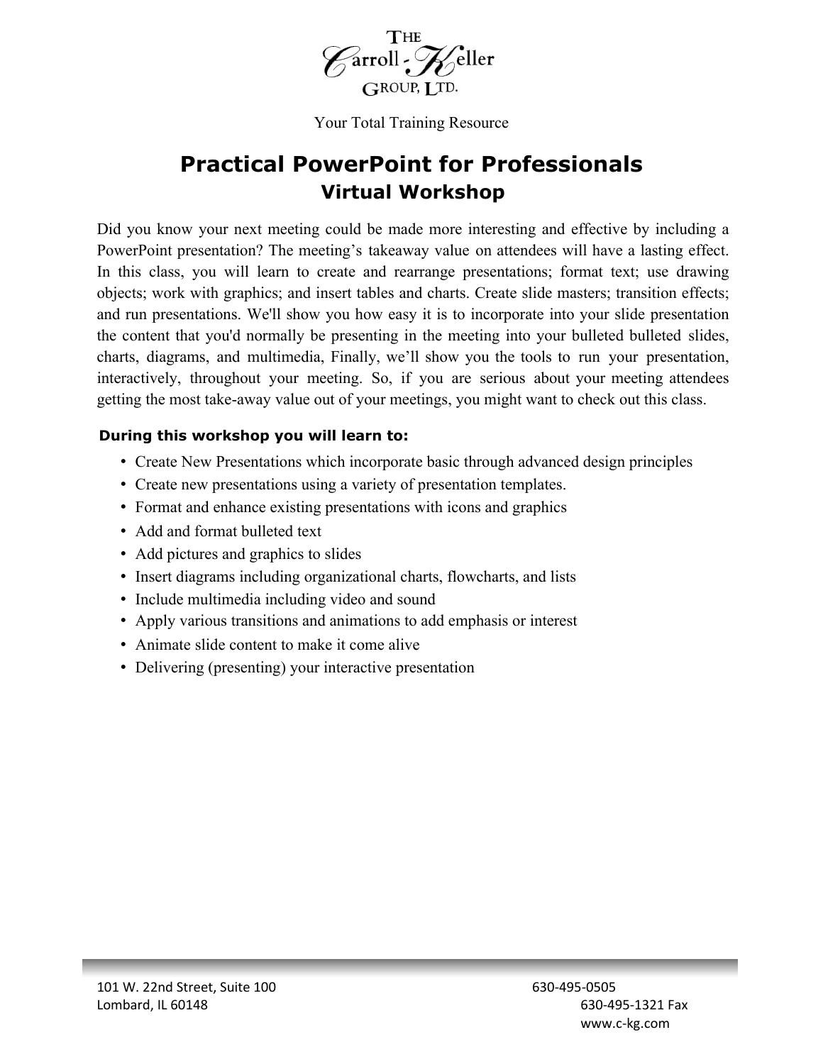THE Carroll-Keller GROUP, LTD.

Your Total Training Resource

# Practical PowerPoint for Professionals

## Virtual Workshop

Did you know your next meeting could be made more interesting and effective by including a PowerPoint presentation? The meeting's takeaway value on attendees will have a lasting effect. In this class, you will learn to create and rearrange presentations; format text; use drawing objects; work with graphics; and insert tables and charts. Create slide masters; transition effects; and run presentations. We'll show you how easy it is to incorporate into your slide presentation the content that you'd normally be presenting in the meeting into your bulleted bulleted slides, charts, diagrams, and multimedia, Finally, we'll show you the tools to run your presentation, interactively, throughout your meeting. So, if you are serious about your meeting attendees getting the most take-away value out of your meetings, you might want to check out this class.

**During this workshop you will learn to:**

- Create New Presentations which incorporate basic through advanced design principles
- Create new presentations using a variety of presentation templates.
- Format and enhance existing presentations with icons and graphics
- Add and format bulleted text
- Add pictures and graphics to slides
- Insert diagrams including organizational charts, flowcharts, and lists
- Include multimedia including video and sound
- Apply various transitions and animations to add emphasis or interest
- Animate slide content to make it come alive
- Delivering (presenting) your interactive presentation

101 W. 22nd Street, Suite 100
Lombard, IL 60148

630-495-0505
630-495-1321 Fax
www.c-kg.com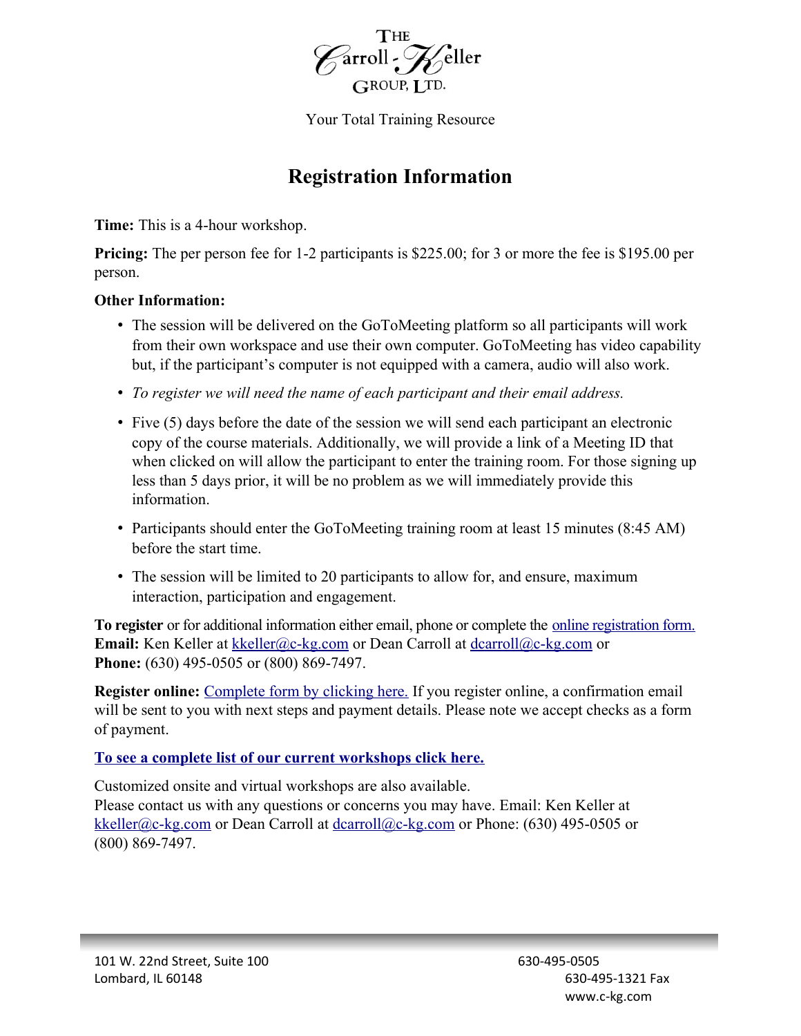THE
Carroll-Keller
GROUP, LTD.

Your Total Training Resource

# Registration Information

**Time:** This is a 4-hour workshop.

**Pricing:** The per person fee for 1-2 participants is $225.00; for 3 or more the fee is $195.00 per person.

**Other Information:**

- The session will be delivered on the GoToMeeting platform so all participants will work from their own workspace and use their own computer. GoToMeeting has video capability but, if the participant's computer is not equipped with a camera, audio will also work.
- *To register we will need the name of each participant and their email address.*
- Five (5) days before the date of the session we will send each participant an electronic copy of the course materials. Additionally, we will provide a link of a Meeting ID that when clicked on will allow the participant to enter the training room. For those signing up less than 5 days prior, it will be no problem as we will immediately provide this information.
- Participants should enter the GoToMeeting training room at least 15 minutes (8:45 AM) before the start time.
- The session will be limited to 20 participants to allow for, and ensure, maximum interaction, participation and engagement.

**To register** or for additional information either email, phone or complete the online registration form.
**Email:** Ken Keller at kkeller@c-kg.com or Dean Carroll at dcarroll@c-kg.com or
**Phone:** (630) 495-0505 or (800) 869-7497.

**Register online:** Complete form by clicking here. If you register online, a confirmation email will be sent to you with next steps and payment details. Please note we accept checks as a form of payment.

**To see a complete list of our current workshops click here.**

Customized onsite and virtual workshops are also available.
Please contact us with any questions or concerns you may have. Email: Ken Keller at kkeller@c-kg.com or Dean Carroll at dcarroll@c-kg.com or Phone: (630) 495-0505 or (800) 869-7497.

101 W. 22nd Street, Suite 100
Lombard, IL 60148

630-495-0505
630-495-1321 Fax
www.c-kg.com